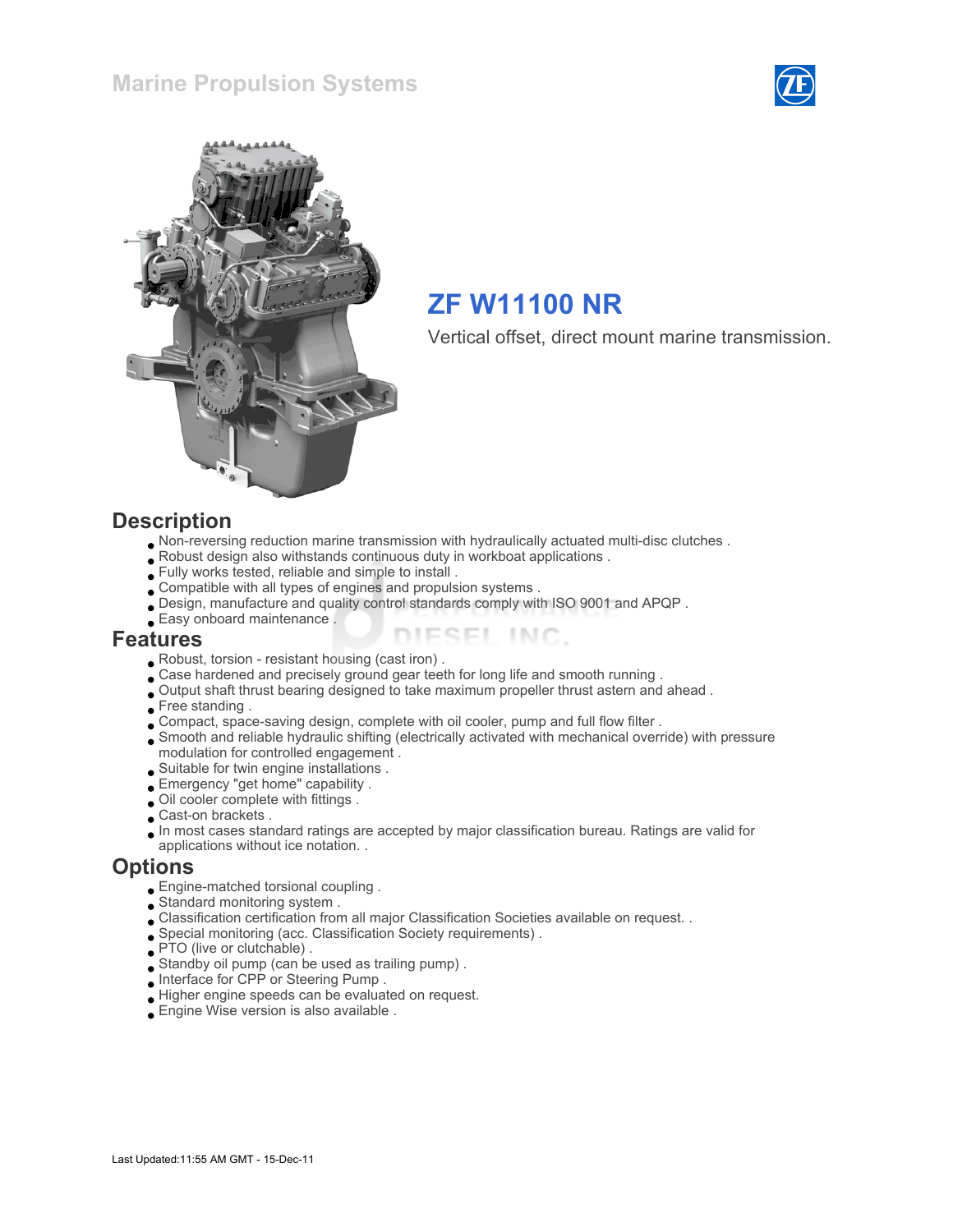# Marine Propulsion Systems

## ZF W11100 NR

Vertical offset, direct mount marine transmission.

## Description

- Non-reversing reduction marine transmission with hydraulically actuated multi-disc clutches .
- Robust design also withstands continuous duty in workboat applications .
- Fully works tested, reliable and simple to install .
- Compatible with all types of engines and propulsion systems .
- Design, manufacture and quality control standards comply with ISO 9001 and APQP .
- Easy onboard maintenance .

## Features

- Robust, torsion - resistant housing (cast iron) .
- Case hardened and precisely ground gear teeth for long life and smooth running .
- Output shaft thrust bearing designed to take maximum propeller thrust astern and ahead .
- Free standing .
- Compact, space-saving design, complete with oil cooler, pump and full flow filter .
- Smooth and reliable hydraulic shifting (electrically activated with mechanical override) with pressure modulation for controlled engagement .
- Suitable for twin engine installations .
- Emergency "get home" capability .
- Oil cooler complete with fittings .
- Cast-on brackets .
- In most cases standard ratings are accepted by major classification bureau. Ratings are valid for applications without ice notation. .

## Options

- Engine-matched torsional coupling .
- Standard monitoring system .
- Classification certification from all major Classification Societies available on request. .
- Special monitoring (acc. Classification Society requirements) .
- PTO (live or clutchable) .
- Standby oil pump (can be used as trailing pump) .
- Interface for CPP or Steering Pump .
- Higher engine speeds can be evaluated on request.
- Engine Wise version is also available .

Last Updated:11:55 AM GMT - 15-Dec-11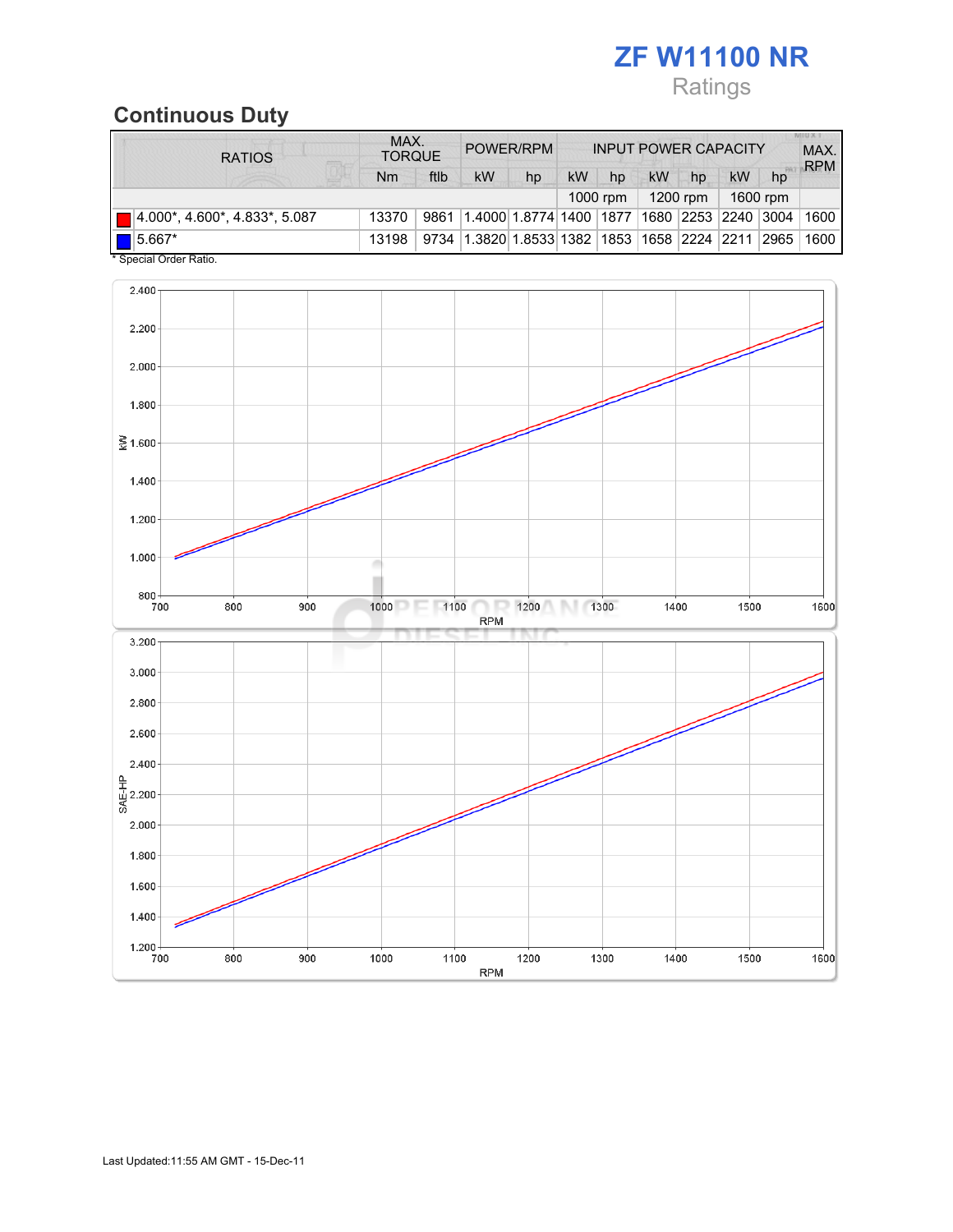# ZF W11100 NR

Ratings

## Continuous Duty

| RATIOS | MAX. TORQUE | | POWER/RPM | | INPUT POWER CAPACITY | | | | | | MAX. RPM |
|---|---|---|---|---|---|---|---|---|---|---|---|
| | Nm | ftlb | kW | hp | kW | hp | kW | hp | kW | hp | |
| | | | | | 1000 rpm | | 1200 rpm | | 1600 rpm | | |
| 4.000*, 4.600*, 4.833*, 5.087 | 13370 | 9861 | 1.4000 | 1.8774 | 1400 | 1877 | 1680 | 2253 | 2240 | 3004 | 1600 |
| 5.667* | 13198 | 9734 | 1.3820 | 1.8533 | 1382 | 1853 | 1658 | 2224 | 2211 | 2965 | 1600 |

* Special Order Ratio.

Last Updated:11:55 AM GMT - 15-Dec-11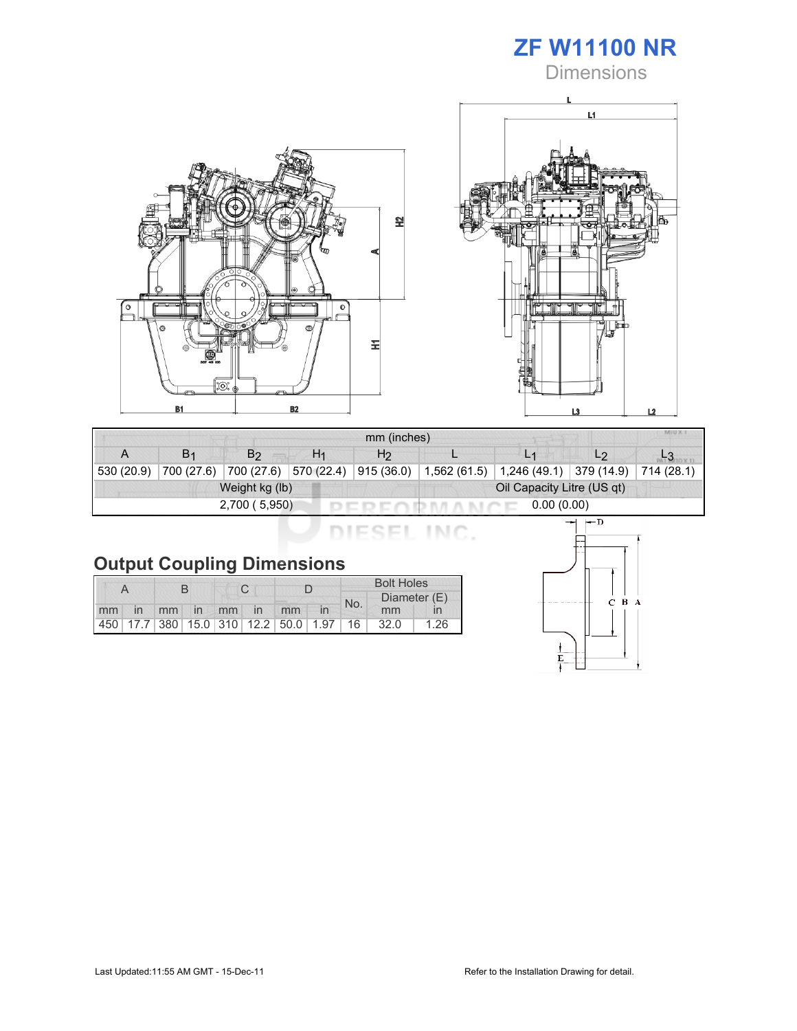# ZF W11100 NR

Dimensions

| mm (inches) | | | | | | | | |
|---|---|---|---|---|---|---|---|---|
| A | $B_1$ | $B_2$ | $H_1$ | $H_2$ | L | $L_1$ | $L_2$ | $L_3$ |
| 530 (20.9) | 700 (27.6) | 700 (27.6) | 570 (22.4) | 915 (36.0) | 1,562 (61.5) | 1,246 (49.1) | 379 (14.9) | 714 (28.1) |
| Weight kg (lb) | | | | | Oil Capacity Litre (US qt) | | | |
| 2,700 ( 5,950) | | | | | 0.00 (0.00) | | | |

## Output Coupling Dimensions

| A | | B | | C | | D | | Bolt Holes | | |
|---|---|---|---|---|---|---|---|---|---|---|
| | | | | | | | | No. | Diameter (E) | |
| mm | in | mm | in | mm | in | mm | in | | mm | in |
| 450 | 17.7 | 380 | 15.0 | 310 | 12.2 | 50.0 | 1.97 | 16 | 32.0 | 1.26 |

Last Updated:11:55 AM GMT - 15-Dec-11

Refer to the Installation Drawing for detail.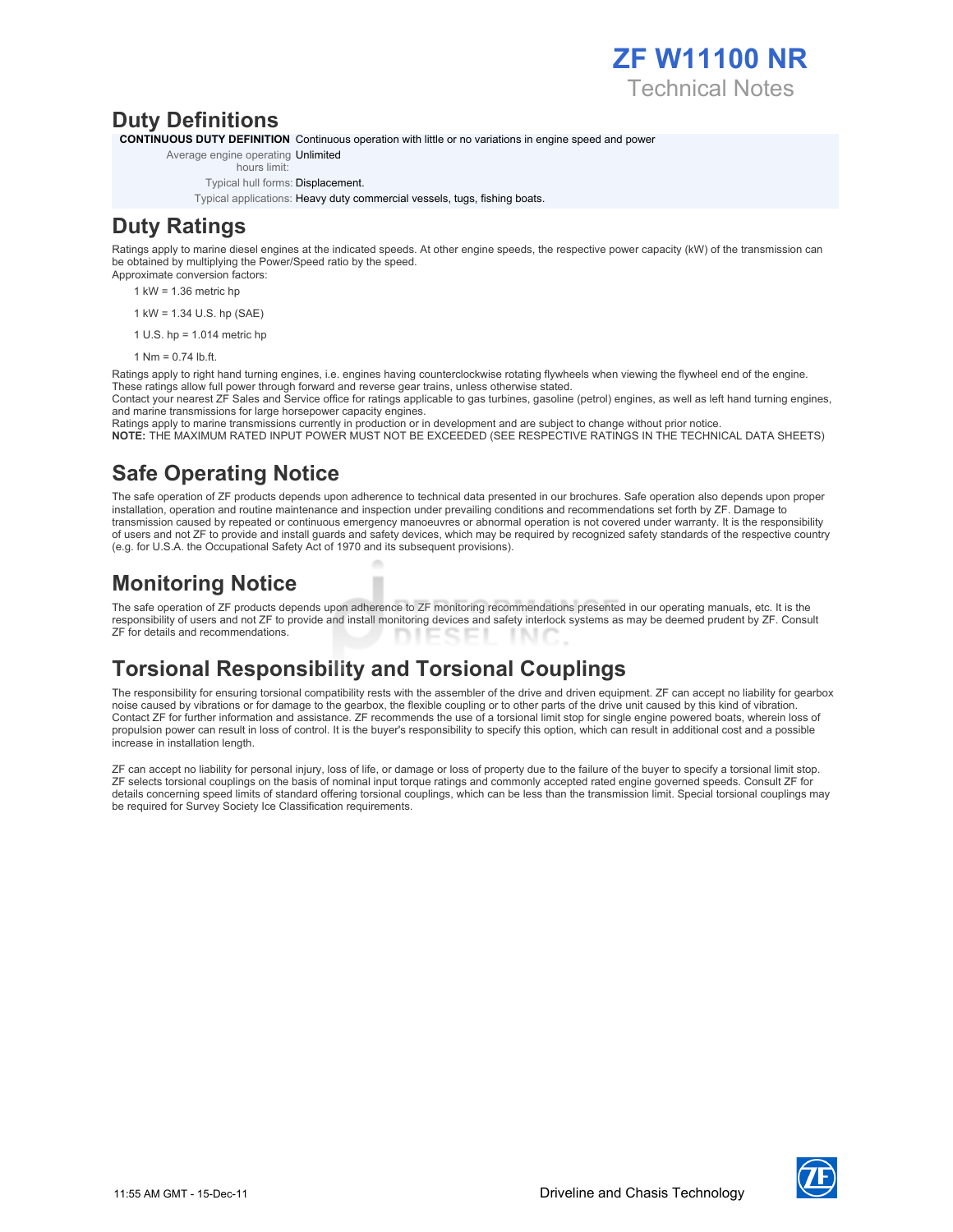# ZF W11100 NR

## Technical Notes

## Duty Definitions

| | |
|---|---|
| **CONTINUOUS DUTY DEFINITION** | Continuous operation with little or no variations in engine speed and power |
| Average engine operating hours limit: | Unlimited |
| Typical hull forms: | Displacement. |
| Typical applications: | Heavy duty commercial vessels, tugs, fishing boats. |

## Duty Ratings

Ratings apply to marine diesel engines at the indicated speeds. At other engine speeds, the respective power capacity (kW) of the transmission can be obtained by multiplying the Power/Speed ratio by the speed.
Approximate conversion factors:

- 1 kW = 1.36 metric hp
- 1 kW = 1.34 U.S. hp (SAE)
- 1 U.S. hp = 1.014 metric hp
- 1 Nm = 0.74 lb.ft.

Ratings apply to right hand turning engines, i.e. engines having counterclockwise rotating flywheels when viewing the flywheel end of the engine. These ratings allow full power through forward and reverse gear trains, unless otherwise stated.
Contact your nearest ZF Sales and Service office for ratings applicable to gas turbines, gasoline (petrol) engines, as well as left hand turning engines, and marine transmissions for large horsepower capacity engines.
Ratings apply to marine transmissions currently in production or in development and are subject to change without prior notice.
**NOTE:** THE MAXIMUM RATED INPUT POWER MUST NOT BE EXCEEDED (SEE RESPECTIVE RATINGS IN THE TECHNICAL DATA SHEETS)

## Safe Operating Notice

The safe operation of ZF products depends upon adherence to technical data presented in our brochures. Safe operation also depends upon proper installation, operation and routine maintenance and inspection under prevailing conditions and recommendations set forth by ZF. Damage to transmission caused by repeated or continuous emergency manoeuvres or abnormal operation is not covered under warranty. It is the responsibility of users and not ZF to provide and install guards and safety devices, which may be required by recognized safety standards of the respective country (e.g. for U.S.A. the Occupational Safety Act of 1970 and its subsequent provisions).

## Monitoring Notice

The safe operation of ZF products depends upon adherence to ZF monitoring recommendations presented in our operating manuals, etc. It is the responsibility of users and not ZF to provide and install monitoring devices and safety interlock systems as may be deemed prudent by ZF. Consult ZF for details and recommendations.

## Torsional Responsibility and Torsional Couplings

The responsibility for ensuring torsional compatibility rests with the assembler of the drive and driven equipment. ZF can accept no liability for gearbox noise caused by vibrations or for damage to the gearbox, the flexible coupling or to other parts of the drive unit caused by this kind of vibration. Contact ZF for further information and assistance. ZF recommends the use of a torsional limit stop for single engine powered boats, wherein loss of propulsion power can result in loss of control. It is the buyer's responsibility to specify this option, which can result in additional cost and a possible increase in installation length.

ZF can accept no liability for personal injury, loss of life, or damage or loss of property due to the failure of the buyer to specify a torsional limit stop. ZF selects torsional couplings on the basis of nominal input torque ratings and commonly accepted rated engine governed speeds. Consult ZF for details concerning speed limits of standard offering torsional couplings, which can be less than the transmission limit. Special torsional couplings may be required for Survey Society Ice Classification requirements.

11:55 AM GMT - 15-Dec-11

Driveline and Chasis Technology